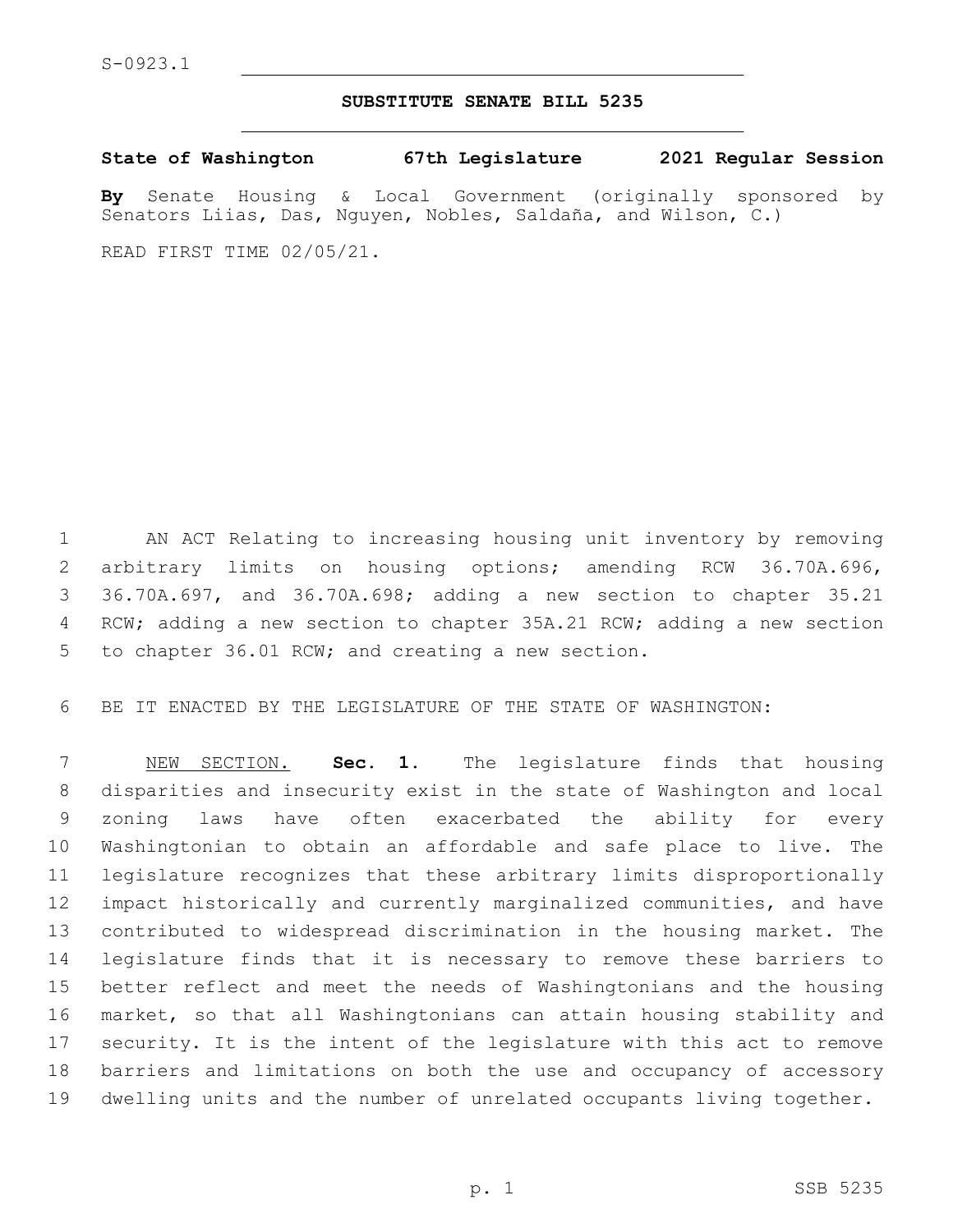S-0923.1

# SUBSTITUTE SENATE BILL 5235

**State of Washington 67th Legislature 2021 Regular Session**

**By** Senate Housing & Local Government (originally sponsored by Senators Liias, Das, Nguyen, Nobles, Saldaña, and Wilson, C.)

READ FIRST TIME 02/05/21.

AN ACT Relating to increasing housing unit inventory by removing arbitrary limits on housing options; amending RCW 36.70A.696, 36.70A.697, and 36.70A.698; adding a new section to chapter 35.21 RCW; adding a new section to chapter 35A.21 RCW; adding a new section to chapter 36.01 RCW; and creating a new section.

BE IT ENACTED BY THE LEGISLATURE OF THE STATE OF WASHINGTON:

NEW SECTION. **Sec. 1.** The legislature finds that housing disparities and insecurity exist in the state of Washington and local zoning laws have often exacerbated the ability for every Washingtonian to obtain an affordable and safe place to live. The legislature recognizes that these arbitrary limits disproportionally impact historically and currently marginalized communities, and have contributed to widespread discrimination in the housing market. The legislature finds that it is necessary to remove these barriers to better reflect and meet the needs of Washingtonians and the housing market, so that all Washingtonians can attain housing stability and security. It is the intent of the legislature with this act to remove barriers and limitations on both the use and occupancy of accessory dwelling units and the number of unrelated occupants living together.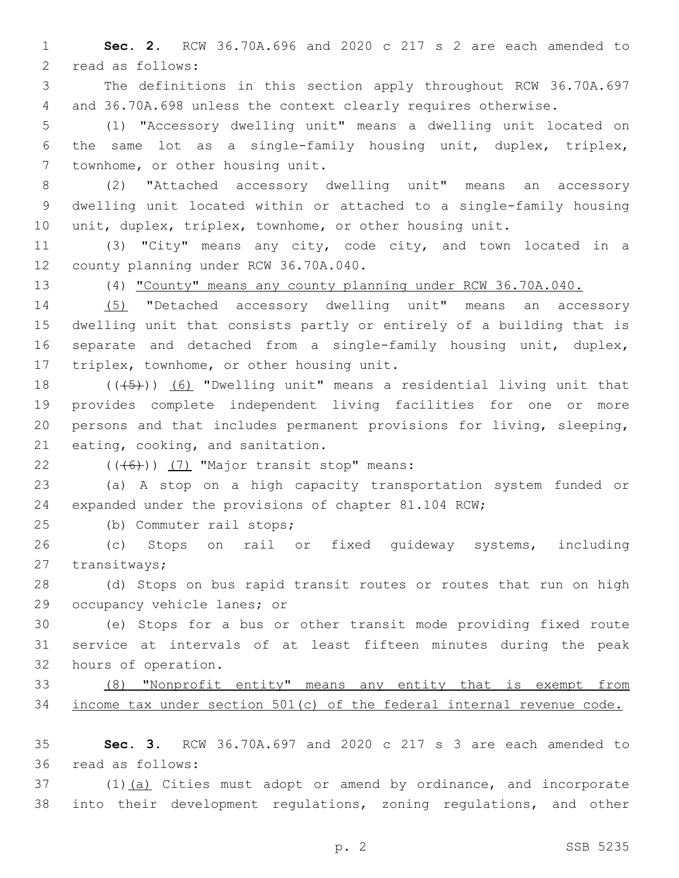**Sec. 2.** RCW 36.70A.696 and 2020 c 217 s 2 are each amended to read as follows:

The definitions in this section apply throughout RCW 36.70A.697 and 36.70A.698 unless the context clearly requires otherwise.

(1) "Accessory dwelling unit" means a dwelling unit located on the same lot as a single-family housing unit, duplex, triplex, townhome, or other housing unit.

(2) "Attached accessory dwelling unit" means an accessory dwelling unit located within or attached to a single-family housing unit, duplex, triplex, townhome, or other housing unit.

(3) "City" means any city, code city, and town located in a county planning under RCW 36.70A.040.

(4) <u>"County" means any county planning under RCW 36.70A.040.</u>

<u>(5)</u> "Detached accessory dwelling unit" means an accessory dwelling unit that consists partly or entirely of a building that is separate and detached from a single-family housing unit, duplex, triplex, townhome, or other housing unit.

((~~(5)~~)) <u>(6)</u> "Dwelling unit" means a residential living unit that provides complete independent living facilities for one or more persons and that includes permanent provisions for living, sleeping, eating, cooking, and sanitation.

((~~(6)~~)) <u>(7)</u> "Major transit stop" means:

(a) A stop on a high capacity transportation system funded or expanded under the provisions of chapter 81.104 RCW;

(b) Commuter rail stops;

(c) Stops on rail or fixed guideway systems, including transitways;

(d) Stops on bus rapid transit routes or routes that run on high occupancy vehicle lanes; or

(e) Stops for a bus or other transit mode providing fixed route service at intervals of at least fifteen minutes during the peak hours of operation.

<u>(8) "Nonprofit entity" means any entity that is exempt from income tax under section 501(c) of the federal internal revenue code.</u>

**Sec. 3.** RCW 36.70A.697 and 2020 c 217 s 3 are each amended to read as follows:

(1)<u>(a)</u> Cities must adopt or amend by ordinance, and incorporate into their development regulations, zoning regulations, and other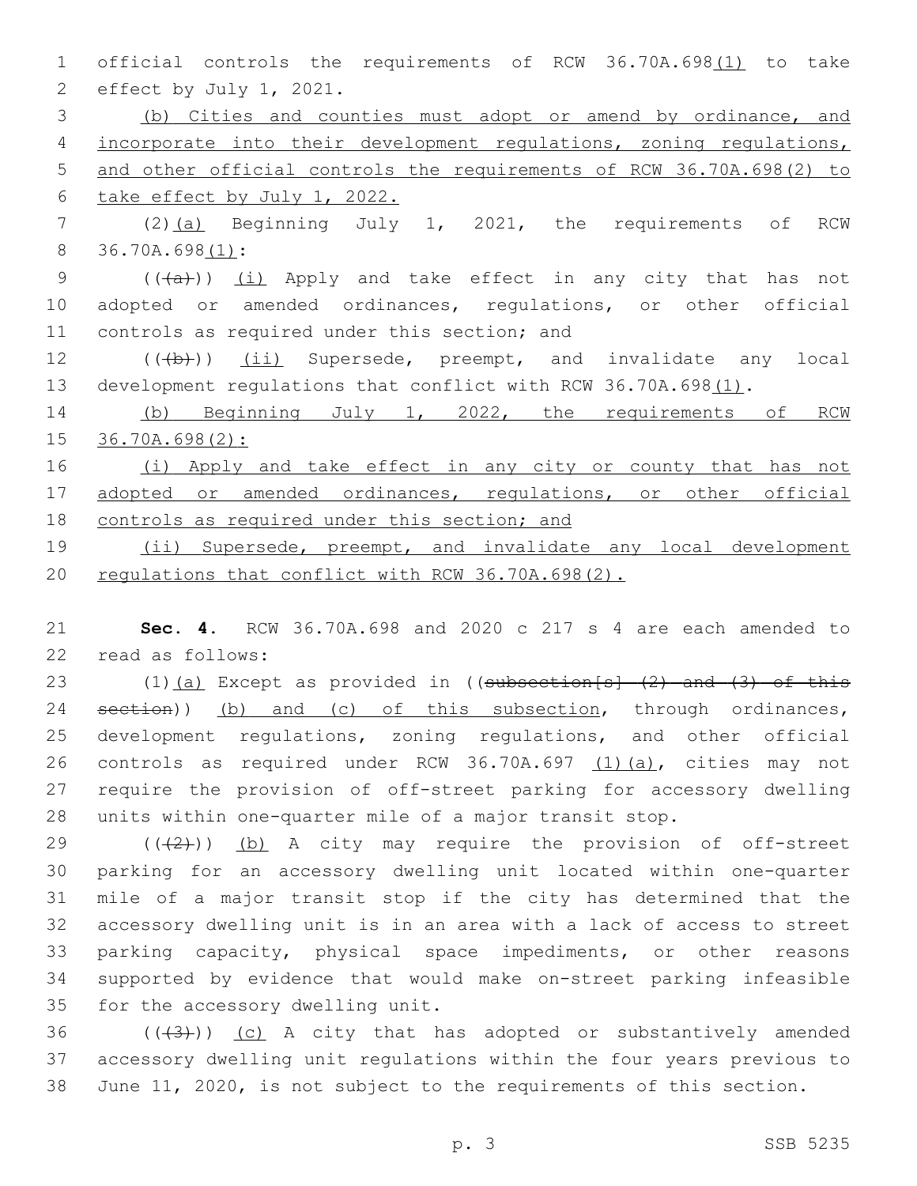official controls the requirements of RCW 36.70A.698(1) to take effect by July 1, 2021.

(b) Cities and counties must adopt or amend by ordinance, and incorporate into their development regulations, zoning regulations, and other official controls the requirements of RCW 36.70A.698(2) to take effect by July 1, 2022.

(2)(a) Beginning July 1, 2021, the requirements of RCW 36.70A.698(1):

(((a))) (i) Apply and take effect in any city that has not adopted or amended ordinances, regulations, or other official controls as required under this section; and

(((b))) (ii) Supersede, preempt, and invalidate any local development regulations that conflict with RCW 36.70A.698(1).

(b) Beginning July 1, 2022, the requirements of RCW 36.70A.698(2):

(i) Apply and take effect in any city or county that has not adopted or amended ordinances, regulations, or other official controls as required under this section; and

(ii) Supersede, preempt, and invalidate any local development regulations that conflict with RCW 36.70A.698(2).

**Sec. 4.** RCW 36.70A.698 and 2020 c 217 s 4 are each amended to read as follows:

(1)(a) Except as provided in ((subsection[s] (2) and (3) of this section)) (b) and (c) of this subsection, through ordinances, development regulations, zoning regulations, and other official controls as required under RCW 36.70A.697 (1)(a), cities may not require the provision of off-street parking for accessory dwelling units within one-quarter mile of a major transit stop.

(((2))) (b) A city may require the provision of off-street parking for an accessory dwelling unit located within one-quarter mile of a major transit stop if the city has determined that the accessory dwelling unit is in an area with a lack of access to street parking capacity, physical space impediments, or other reasons supported by evidence that would make on-street parking infeasible for the accessory dwelling unit.

(((3))) (c) A city that has adopted or substantively amended accessory dwelling unit regulations within the four years previous to June 11, 2020, is not subject to the requirements of this section.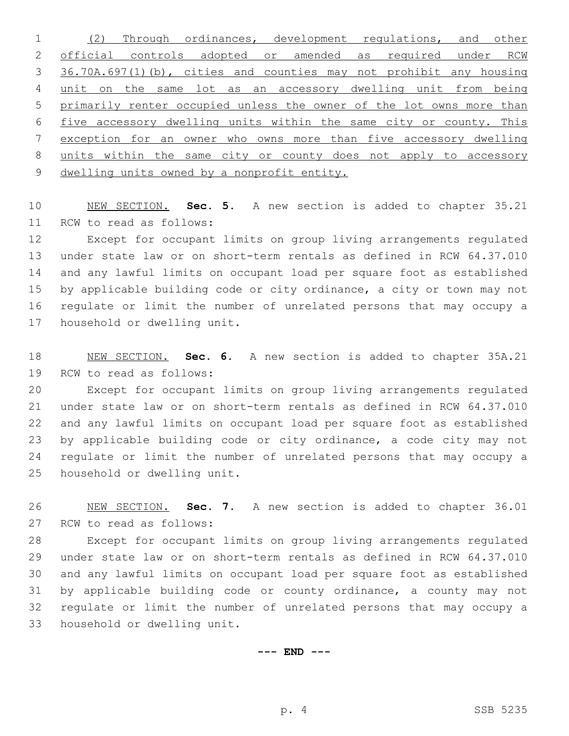(2) Through ordinances, development regulations, and other official controls adopted or amended as required under RCW 36.70A.697(1)(b), cities and counties may not prohibit any housing unit on the same lot as an accessory dwelling unit from being primarily renter occupied unless the owner of the lot owns more than five accessory dwelling units within the same city or county. This exception for an owner who owns more than five accessory dwelling units within the same city or county does not apply to accessory dwelling units owned by a nonprofit entity.

NEW SECTION. **Sec. 5.** A new section is added to chapter 35.21 RCW to read as follows:

Except for occupant limits on group living arrangements regulated under state law or on short-term rentals as defined in RCW 64.37.010 and any lawful limits on occupant load per square foot as established by applicable building code or city ordinance, a city or town may not regulate or limit the number of unrelated persons that may occupy a household or dwelling unit.

NEW SECTION. **Sec. 6.** A new section is added to chapter 35A.21 RCW to read as follows:

Except for occupant limits on group living arrangements regulated under state law or on short-term rentals as defined in RCW 64.37.010 and any lawful limits on occupant load per square foot as established by applicable building code or city ordinance, a code city may not regulate or limit the number of unrelated persons that may occupy a household or dwelling unit.

NEW SECTION. **Sec. 7.** A new section is added to chapter 36.01 RCW to read as follows:

Except for occupant limits on group living arrangements regulated under state law or on short-term rentals as defined in RCW 64.37.010 and any lawful limits on occupant load per square foot as established by applicable building code or county ordinance, a county may not regulate or limit the number of unrelated persons that may occupy a household or dwelling unit.

**--- END ---**